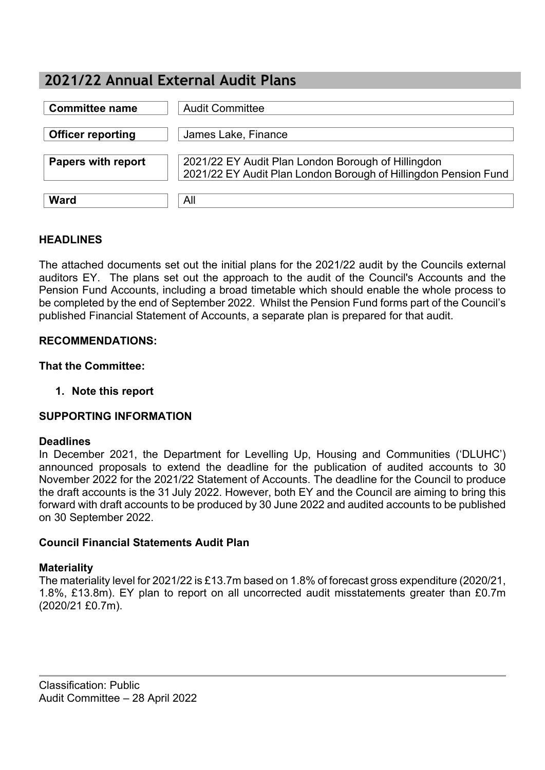# 2021/22 Annual External Audit Plans

| | |
|---|---|
| **Committee name** | Audit Committee |
| **Officer reporting** | James Lake, Finance |
| **Papers with report** | 2021/22 EY Audit Plan London Borough of Hillingdon<br>2021/22 EY Audit Plan London Borough of Hillingdon Pension Fund |
| **Ward** | All |

## HEADLINES

The attached documents set out the initial plans for the 2021/22 audit by the Councils external auditors EY. The plans set out the approach to the audit of the Council's Accounts and the Pension Fund Accounts, including a broad timetable which should enable the whole process to be completed by the end of September 2022. Whilst the Pension Fund forms part of the Council's published Financial Statement of Accounts, a separate plan is prepared for that audit.

## RECOMMENDATIONS:

**That the Committee:**

1. **Note this report**

## SUPPORTING INFORMATION

### Deadlines

In December 2021, the Department for Levelling Up, Housing and Communities ('DLUHC') announced proposals to extend the deadline for the publication of audited accounts to 30 November 2022 for the 2021/22 Statement of Accounts. The deadline for the Council to produce the draft accounts is the 31 July 2022. However, both EY and the Council are aiming to bring this forward with draft accounts to be produced by 30 June 2022 and audited accounts to be published on 30 September 2022.

### Council Financial Statements Audit Plan

### Materiality

The materiality level for 2021/22 is £13.7m based on 1.8% of forecast gross expenditure (2020/21, 1.8%, £13.8m). EY plan to report on all uncorrected audit misstatements greater than £0.7m (2020/21 £0.7m).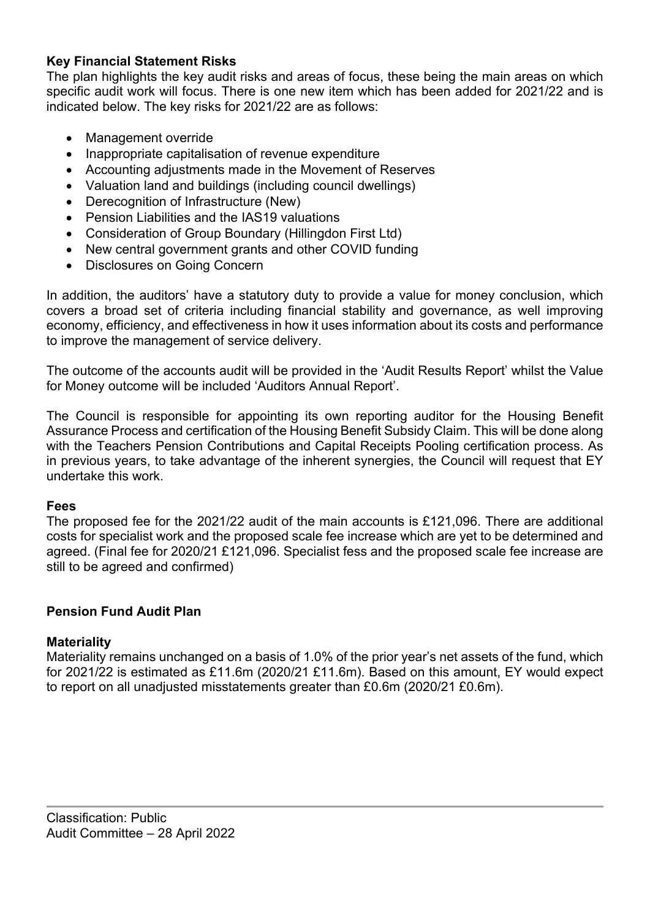**Key Financial Statement Risks**

The plan highlights the key audit risks and areas of focus, these being the main areas on which specific audit work will focus. There is one new item which has been added for 2021/22 and is indicated below. The key risks for 2021/22 are as follows:

- Management override
- Inappropriate capitalisation of revenue expenditure
- Accounting adjustments made in the Movement of Reserves
- Valuation land and buildings (including council dwellings)
- Derecognition of Infrastructure (New)
- Pension Liabilities and the IAS19 valuations
- Consideration of Group Boundary (Hillingdon First Ltd)
- New central government grants and other COVID funding
- Disclosures on Going Concern

In addition, the auditors' have a statutory duty to provide a value for money conclusion, which covers a broad set of criteria including financial stability and governance, as well improving economy, efficiency, and effectiveness in how it uses information about its costs and performance to improve the management of service delivery.

The outcome of the accounts audit will be provided in the 'Audit Results Report' whilst the Value for Money outcome will be included 'Auditors Annual Report'.

The Council is responsible for appointing its own reporting auditor for the Housing Benefit Assurance Process and certification of the Housing Benefit Subsidy Claim. This will be done along with the Teachers Pension Contributions and Capital Receipts Pooling certification process. As in previous years, to take advantage of the inherent synergies, the Council will request that EY undertake this work.

**Fees**

The proposed fee for the 2021/22 audit of the main accounts is £121,096. There are additional costs for specialist work and the proposed scale fee increase which are yet to be determined and agreed. (Final fee for 2020/21 £121,096. Specialist fess and the proposed scale fee increase are still to be agreed and confirmed)

**Pension Fund Audit Plan**

**Materiality**

Materiality remains unchanged on a basis of 1.0% of the prior year's net assets of the fund, which for 2021/22 is estimated as £11.6m (2020/21 £11.6m). Based on this amount, EY would expect to report on all unadjusted misstatements greater than £0.6m (2020/21 £0.6m).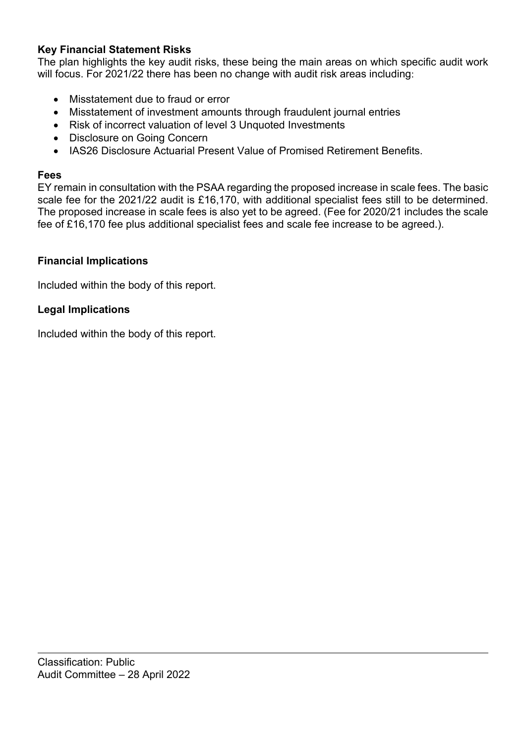**Key Financial Statement Risks**

The plan highlights the key audit risks, these being the main areas on which specific audit work will focus. For 2021/22 there has been no change with audit risk areas including:

- Misstatement due to fraud or error
- Misstatement of investment amounts through fraudulent journal entries
- Risk of incorrect valuation of level 3 Unquoted Investments
- Disclosure on Going Concern
- IAS26 Disclosure Actuarial Present Value of Promised Retirement Benefits.

**Fees**

EY remain in consultation with the PSAA regarding the proposed increase in scale fees. The basic scale fee for the 2021/22 audit is £16,170, with additional specialist fees still to be determined. The proposed increase in scale fees is also yet to be agreed. (Fee for 2020/21 includes the scale fee of £16,170 fee plus additional specialist fees and scale fee increase to be agreed.).

**Financial Implications**

Included within the body of this report.

**Legal Implications**

Included within the body of this report.